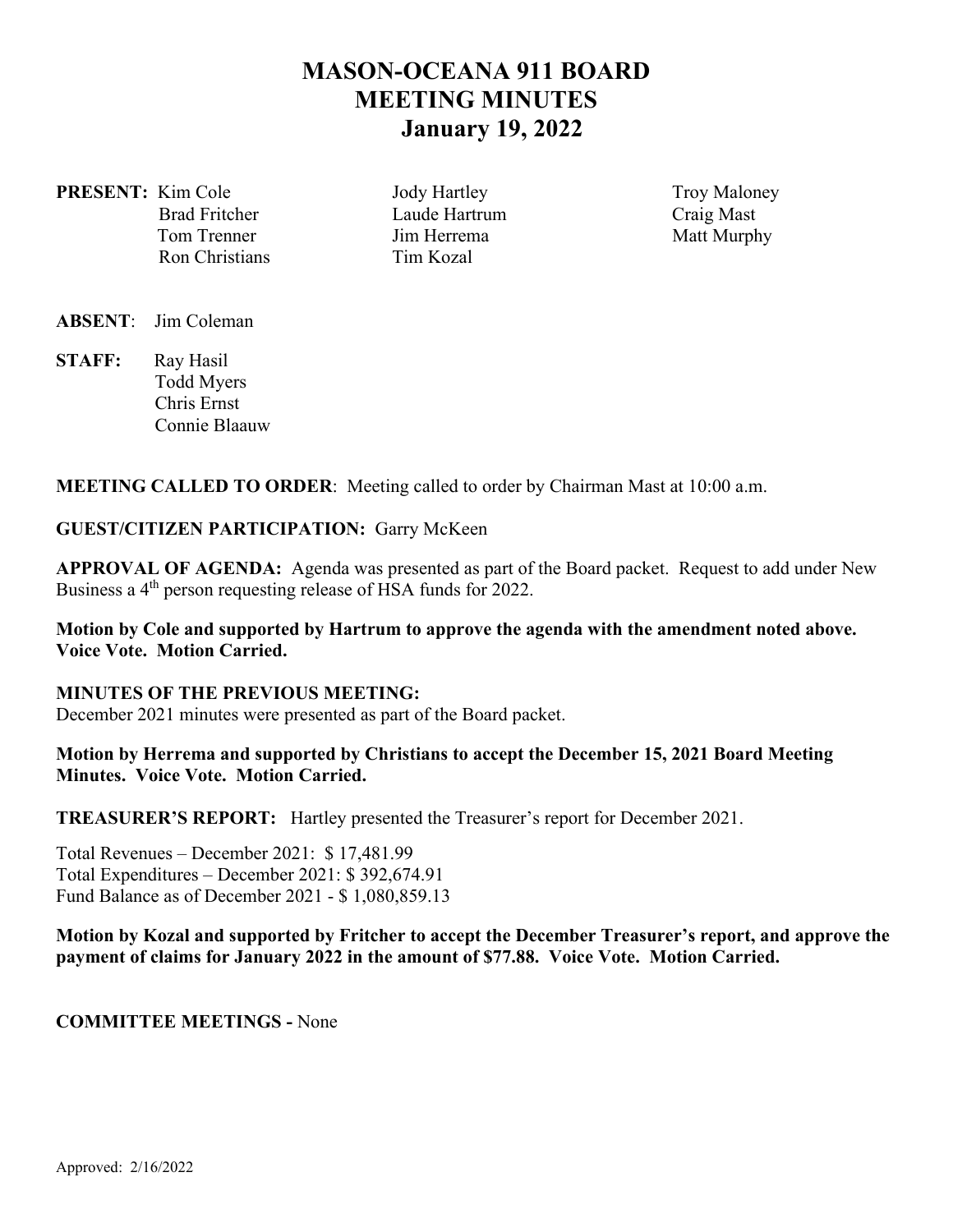# MASON-OCEANA 911 BOARD
# MEETING MINUTES
# January 19, 2022

**PRESENT:** Kim Cole, Brad Fritcher, Tom Trenner, Ron Christians, Jody Hartley, Laude Hartrum, Jim Herrema, Tim Kozal, Troy Maloney, Craig Mast, Matt Murphy

**ABSENT**: Jim Coleman

**STAFF:** Ray Hasil, Todd Myers, Chris Ernst, Connie Blaauw

**MEETING CALLED TO ORDER**: Meeting called to order by Chairman Mast at 10:00 a.m.

**GUEST/CITIZEN PARTICIPATION:** Garry McKeen

**APPROVAL OF AGENDA:** Agenda was presented as part of the Board packet. Request to add under New Business a 4th person requesting release of HSA funds for 2022.

**Motion by Cole and supported by Hartrum to approve the agenda with the amendment noted above. Voice Vote. Motion Carried.**

**MINUTES OF THE PREVIOUS MEETING:**
December 2021 minutes were presented as part of the Board packet.

**Motion by Herrema and supported by Christians to accept the December 15, 2021 Board Meeting Minutes. Voice Vote. Motion Carried.**

**TREASURER'S REPORT:** Hartley presented the Treasurer's report for December 2021.

Total Revenues – December 2021: $ 17,481.99
Total Expenditures – December 2021: $ 392,674.91
Fund Balance as of December 2021 - $ 1,080,859.13

**Motion by Kozal and supported by Fritcher to accept the December Treasurer's report, and approve the payment of claims for January 2022 in the amount of $77.88. Voice Vote. Motion Carried.**

**COMMITTEE MEETINGS -** None

Approved: 2/16/2022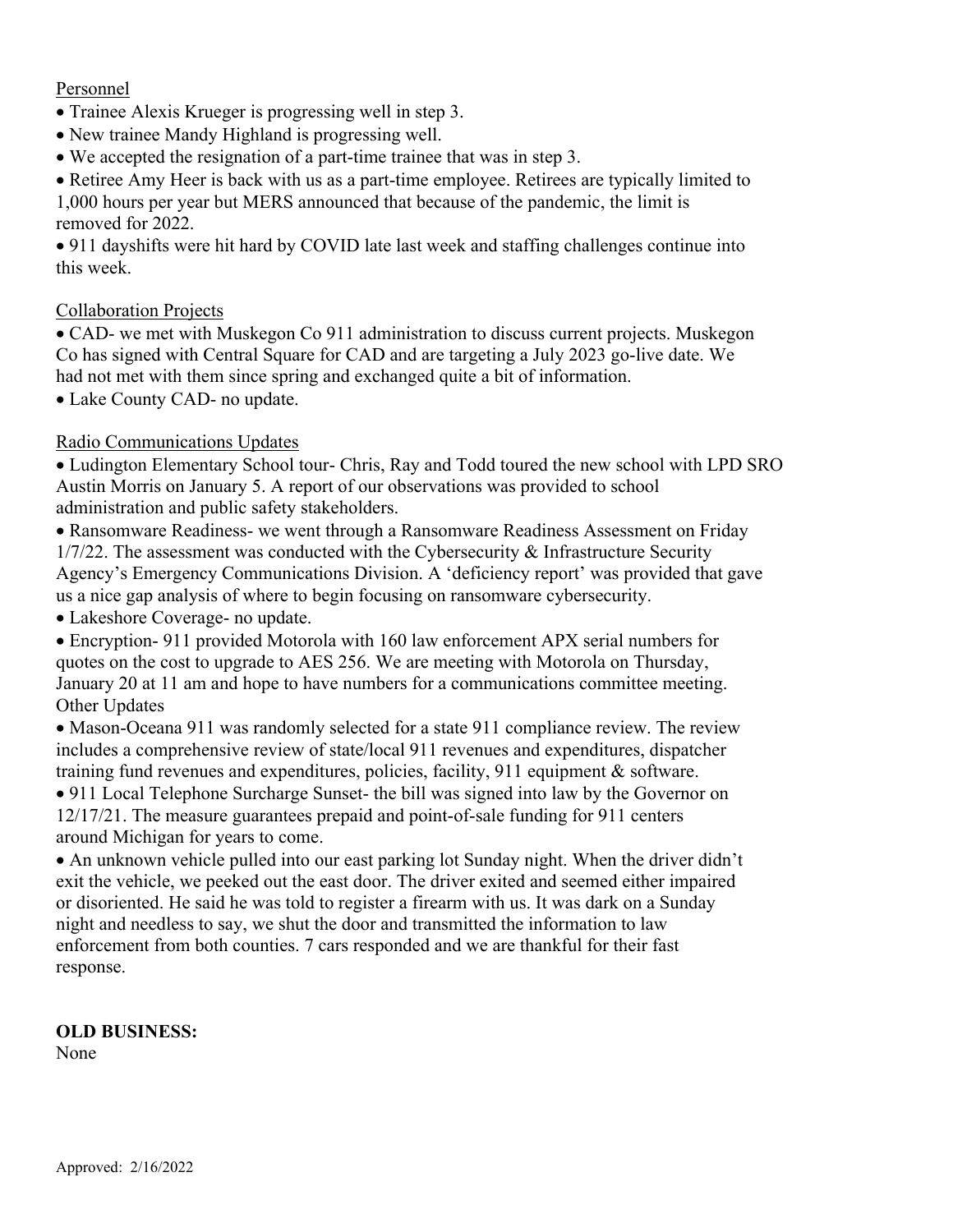Personnel

- Trainee Alexis Krueger is progressing well in step 3.
- New trainee Mandy Highland is progressing well.
- We accepted the resignation of a part-time trainee that was in step 3.
- Retiree Amy Heer is back with us as a part-time employee. Retirees are typically limited to 1,000 hours per year but MERS announced that because of the pandemic, the limit is removed for 2022.
- 911 dayshifts were hit hard by COVID late last week and staffing challenges continue into this week.

Collaboration Projects

- CAD- we met with Muskegon Co 911 administration to discuss current projects. Muskegon Co has signed with Central Square for CAD and are targeting a July 2023 go-live date. We had not met with them since spring and exchanged quite a bit of information.
- Lake County CAD- no update.

Radio Communications Updates

- Ludington Elementary School tour- Chris, Ray and Todd toured the new school with LPD SRO Austin Morris on January 5. A report of our observations was provided to school administration and public safety stakeholders.
- Ransomware Readiness- we went through a Ransomware Readiness Assessment on Friday 1/7/22. The assessment was conducted with the Cybersecurity & Infrastructure Security Agency's Emergency Communications Division. A 'deficiency report' was provided that gave us a nice gap analysis of where to begin focusing on ransomware cybersecurity.
- Lakeshore Coverage- no update.
- Encryption- 911 provided Motorola with 160 law enforcement APX serial numbers for quotes on the cost to upgrade to AES 256. We are meeting with Motorola on Thursday, January 20 at 11 am and hope to have numbers for a communications committee meeting.

Other Updates

- Mason-Oceana 911 was randomly selected for a state 911 compliance review. The review includes a comprehensive review of state/local 911 revenues and expenditures, dispatcher training fund revenues and expenditures, policies, facility, 911 equipment & software.
- 911 Local Telephone Surcharge Sunset- the bill was signed into law by the Governor on 12/17/21. The measure guarantees prepaid and point-of-sale funding for 911 centers around Michigan for years to come.
- An unknown vehicle pulled into our east parking lot Sunday night. When the driver didn't exit the vehicle, we peeked out the east door. The driver exited and seemed either impaired or disoriented. He said he was told to register a firearm with us. It was dark on a Sunday night and needless to say, we shut the door and transmitted the information to law enforcement from both counties. 7 cars responded and we are thankful for their fast response.

**OLD BUSINESS:**
None

Approved: 2/16/2022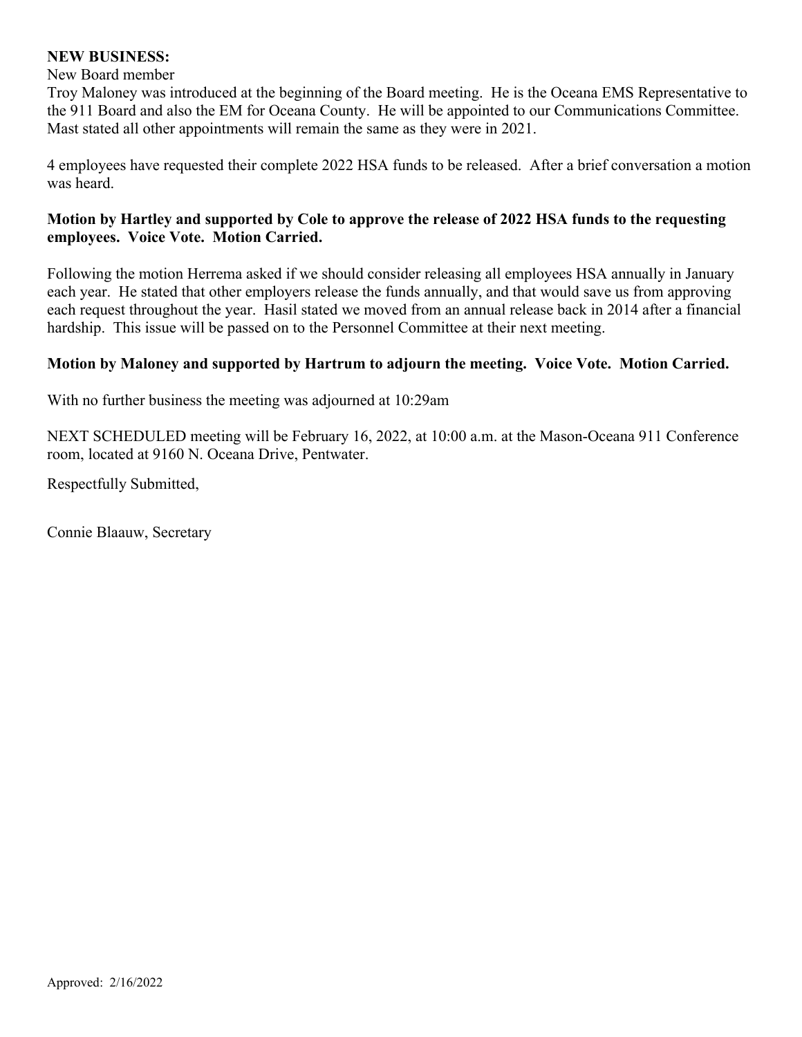**NEW BUSINESS:**

New Board member

Troy Maloney was introduced at the beginning of the Board meeting. He is the Oceana EMS Representative to the 911 Board and also the EM for Oceana County. He will be appointed to our Communications Committee. Mast stated all other appointments will remain the same as they were in 2021.

4 employees have requested their complete 2022 HSA funds to be released. After a brief conversation a motion was heard.

**Motion by Hartley and supported by Cole to approve the release of 2022 HSA funds to the requesting employees. Voice Vote. Motion Carried.**

Following the motion Herrema asked if we should consider releasing all employees HSA annually in January each year. He stated that other employers release the funds annually, and that would save us from approving each request throughout the year. Hasil stated we moved from an annual release back in 2014 after a financial hardship. This issue will be passed on to the Personnel Committee at their next meeting.

**Motion by Maloney and supported by Hartrum to adjourn the meeting. Voice Vote. Motion Carried.**

With no further business the meeting was adjourned at 10:29am

NEXT SCHEDULED meeting will be February 16, 2022, at 10:00 a.m. at the Mason-Oceana 911 Conference room, located at 9160 N. Oceana Drive, Pentwater.

Respectfully Submitted,

Connie Blaauw, Secretary

Approved: 2/16/2022